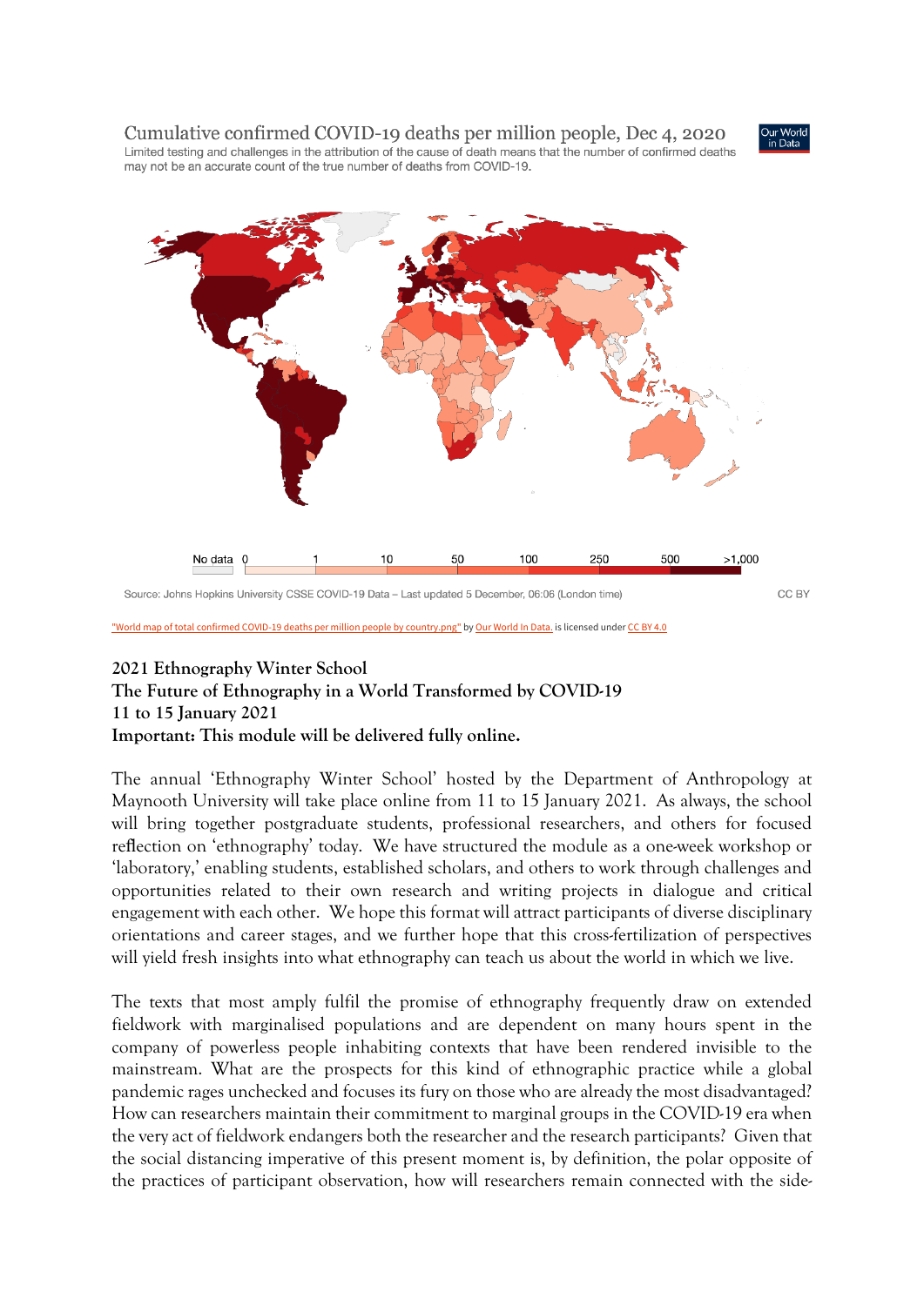Cumulative confirmed COVID-19 deaths per million people, Dec 4, 2020

Limited testing and challenges in the attribution of the cause of death means that the number of confirmed deaths may not be an accurate count of the true number of deaths from COVID-19.

No data 0 1 10 50 100 250 500 >1,000

Source: Johns Hopkins University CSSE COVID-19 Data – Last updated 5 December, 06:06 (London time)

CC BY

"World map of total confirmed COVID-19 deaths per million people by country.png" by Our World In Data. is licensed under CC BY 4.0

**2021 Ethnography Winter School**
**The Future of Ethnography in a World Transformed by COVID-19**
**11 to 15 January 2021**
**Important: This module will be delivered fully online.**

The annual 'Ethnography Winter School' hosted by the Department of Anthropology at Maynooth University will take place online from 11 to 15 January 2021. As always, the school will bring together postgraduate students, professional researchers, and others for focused reflection on 'ethnography' today. We have structured the module as a one-week workshop or 'laboratory,' enabling students, established scholars, and others to work through challenges and opportunities related to their own research and writing projects in dialogue and critical engagement with each other. We hope this format will attract participants of diverse disciplinary orientations and career stages, and we further hope that this cross-fertilization of perspectives will yield fresh insights into what ethnography can teach us about the world in which we live.

The texts that most amply fulfil the promise of ethnography frequently draw on extended fieldwork with marginalised populations and are dependent on many hours spent in the company of powerless people inhabiting contexts that have been rendered invisible to the mainstream. What are the prospects for this kind of ethnographic practice while a global pandemic rages unchecked and focuses its fury on those who are already the most disadvantaged? How can researchers maintain their commitment to marginal groups in the COVID-19 era when the very act of fieldwork endangers both the researcher and the research participants? Given that the social distancing imperative of this present moment is, by definition, the polar opposite of the practices of participant observation, how will researchers remain connected with the side-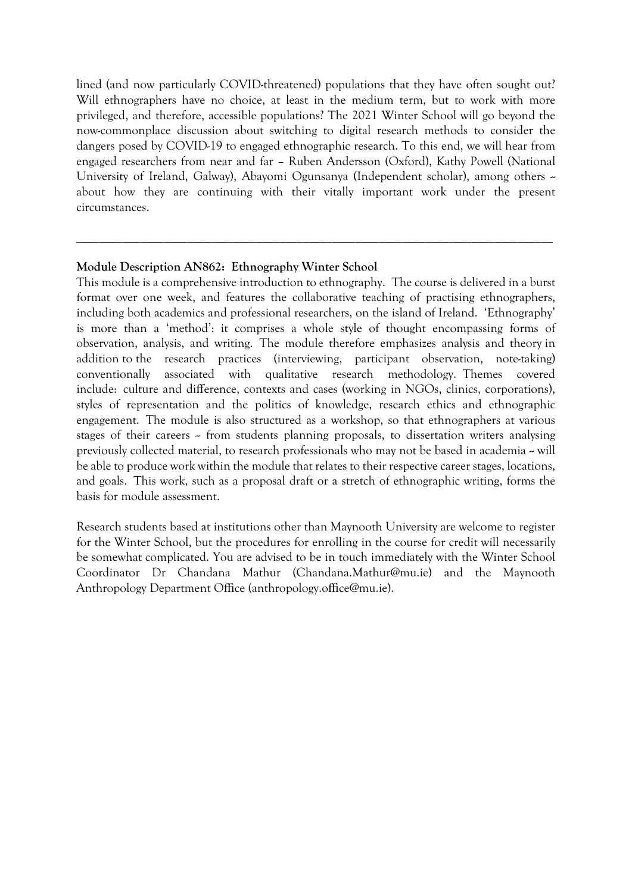lined (and now particularly COVID-threatened) populations that they have often sought out? Will ethnographers have no choice, at least in the medium term, but to work with more privileged, and therefore, accessible populations? The 2021 Winter School will go beyond the now-commonplace discussion about switching to digital research methods to consider the dangers posed by COVID-19 to engaged ethnographic research. To this end, we will hear from engaged researchers from near and far – Ruben Andersson (Oxford), Kathy Powell (National University of Ireland, Galway), Abayomi Ogunsanya (Independent scholar), among others – about how they are continuing with their vitally important work under the present circumstances.

---

**Module Description AN862: Ethnography Winter School**

This module is a comprehensive introduction to ethnography. The course is delivered in a burst format over one week, and features the collaborative teaching of practising ethnographers, including both academics and professional researchers, on the island of Ireland. 'Ethnography' is more than a 'method': it comprises a whole style of thought encompassing forms of observation, analysis, and writing. The module therefore emphasizes analysis and theory in addition to the research practices (interviewing, participant observation, note-taking) conventionally associated with qualitative research methodology. Themes covered include: culture and difference, contexts and cases (working in NGOs, clinics, corporations), styles of representation and the politics of knowledge, research ethics and ethnographic engagement. The module is also structured as a workshop, so that ethnographers at various stages of their careers – from students planning proposals, to dissertation writers analysing previously collected material, to research professionals who may not be based in academia – will be able to produce work within the module that relates to their respective career stages, locations, and goals. This work, such as a proposal draft or a stretch of ethnographic writing, forms the basis for module assessment.

Research students based at institutions other than Maynooth University are welcome to register for the Winter School, but the procedures for enrolling in the course for credit will necessarily be somewhat complicated. You are advised to be in touch immediately with the Winter School Coordinator Dr Chandana Mathur (Chandana.Mathur@mu.ie) and the Maynooth Anthropology Department Office (anthropology.office@mu.ie).